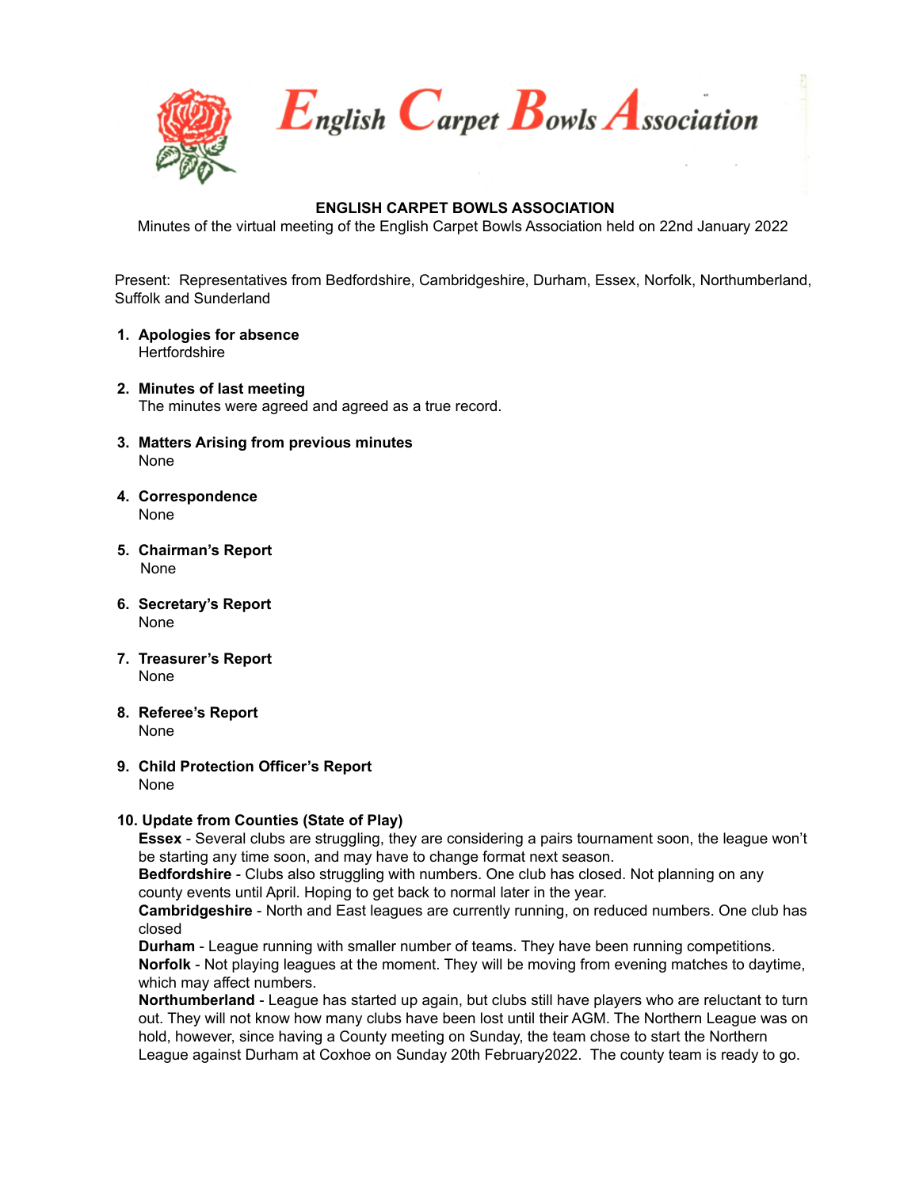# English Carpet Bowls Association

**ENGLISH CARPET BOWLS ASSOCIATION**

Minutes of the virtual meeting of the English Carpet Bowls Association held on 22nd January 2022

Present: Representatives from Bedfordshire, Cambridgeshire, Durham, Essex, Norfolk, Northumberland, Suffolk and Sunderland

1. **Apologies for absence**
   Hertfordshire

2. **Minutes of last meeting**
   The minutes were agreed and agreed as a true record.

3. **Matters Arising from previous minutes**
   None

4. **Correspondence**
   None

5. **Chairman's Report**
   None

6. **Secretary's Report**
   None

7. **Treasurer's Report**
   None

8. **Referee's Report**
   None

9. **Child Protection Officer's Report**
   None

10. **Update from Counties (State of Play)**
    **Essex** - Several clubs are struggling, they are considering a pairs tournament soon, the league won't be starting any time soon, and may have to change format next season.
    **Bedfordshire** - Clubs also struggling with numbers. One club has closed. Not planning on any county events until April. Hoping to get back to normal later in the year.
    **Cambridgeshire** - North and East leagues are currently running, on reduced numbers. One club has closed
    **Durham** - League running with smaller number of teams. They have been running competitions.
    **Norfolk** - Not playing leagues at the moment. They will be moving from evening matches to daytime, which may affect numbers.
    **Northumberland** - League has started up again, but clubs still have players who are reluctant to turn out. They will not know how many clubs have been lost until their AGM. The Northern League was on hold, however, since having a County meeting on Sunday, the team chose to start the Northern League against Durham at Coxhoe on Sunday 20th February2022. The county team is ready to go.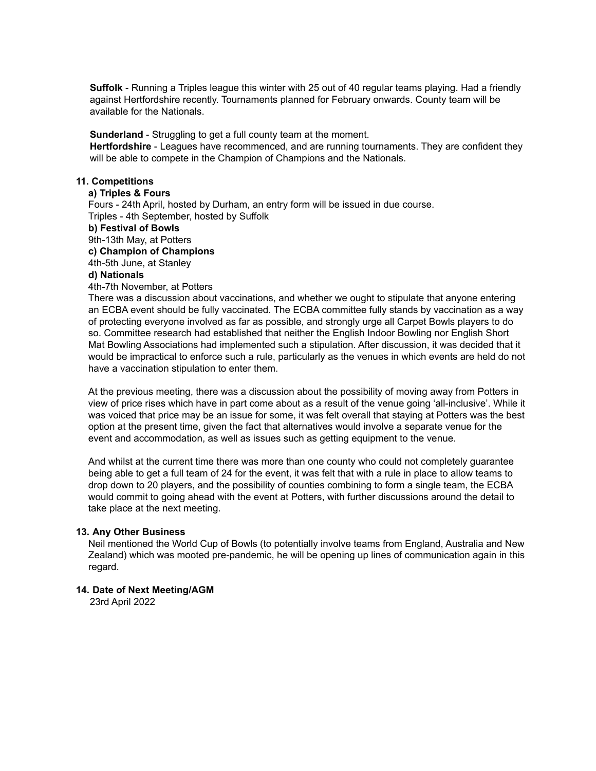**Suffolk** - Running a Triples league this winter with 25 out of 40 regular teams playing. Had a friendly against Hertfordshire recently. Tournaments planned for February onwards. County team will be available for the Nationals.

**Sunderland** - Struggling to get a full county team at the moment.
**Hertfordshire** - Leagues have recommenced, and are running tournaments. They are confident they will be able to compete in the Champion of Champions and the Nationals.

**11. Competitions**

**a) Triples & Fours**
Fours - 24th April, hosted by Durham, an entry form will be issued in due course.
Triples - 4th September, hosted by Suffolk
**b) Festival of Bowls**
9th-13th May, at Potters
**c) Champion of Champions**
4th-5th June, at Stanley
**d) Nationals**
4th-7th November, at Potters
There was a discussion about vaccinations, and whether we ought to stipulate that anyone entering an ECBA event should be fully vaccinated. The ECBA committee fully stands by vaccination as a way of protecting everyone involved as far as possible, and strongly urge all Carpet Bowls players to do so. Committee research had established that neither the English Indoor Bowling nor English Short Mat Bowling Associations had implemented such a stipulation. After discussion, it was decided that it would be impractical to enforce such a rule, particularly as the venues in which events are held do not have a vaccination stipulation to enter them.

At the previous meeting, there was a discussion about the possibility of moving away from Potters in view of price rises which have in part come about as a result of the venue going 'all-inclusive'. While it was voiced that price may be an issue for some, it was felt overall that staying at Potters was the best option at the present time, given the fact that alternatives would involve a separate venue for the event and accommodation, as well as issues such as getting equipment to the venue.

And whilst at the current time there was more than one county who could not completely guarantee being able to get a full team of 24 for the event, it was felt that with a rule in place to allow teams to drop down to 20 players, and the possibility of counties combining to form a single team, the ECBA would commit to going ahead with the event at Potters, with further discussions around the detail to take place at the next meeting.

**13. Any Other Business**

Neil mentioned the World Cup of Bowls (to potentially involve teams from England, Australia and New Zealand) which was mooted pre-pandemic, he will be opening up lines of communication again in this regard.

**14. Date of Next Meeting/AGM**

23rd April 2022